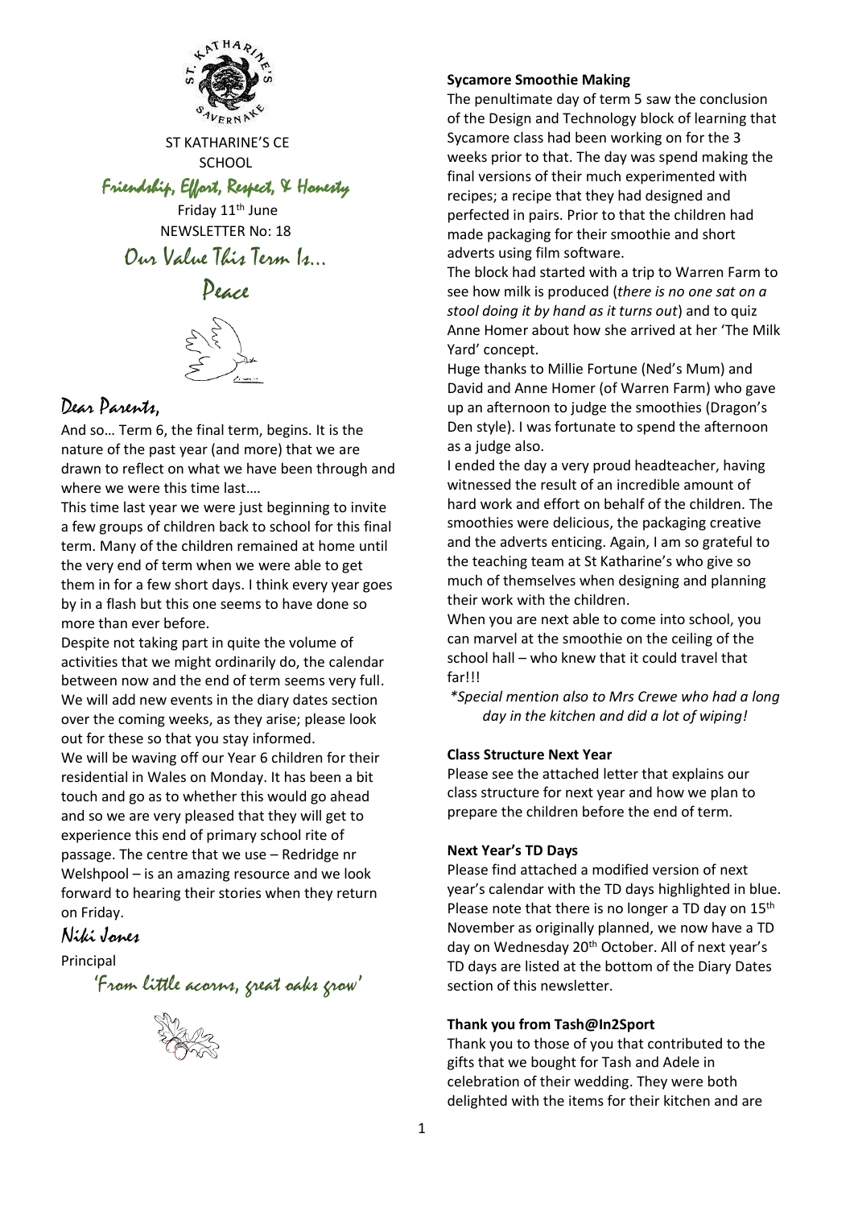ST KATHARINE'S CE SCHOOL

*Friendship, Effort, Respect, & Honesty*

Friday 11th June

NEWSLETTER No: 18

## Our Value This Term Is...

## Peace

## Dear Parents,

And so… Term 6, the final term, begins. It is the nature of the past year (and more) that we are drawn to reflect on what we have been through and where we were this time last….

This time last year we were just beginning to invite a few groups of children back to school for this final term. Many of the children remained at home until the very end of term when we were able to get them in for a few short days. I think every year goes by in a flash but this one seems to have done so more than ever before.

Despite not taking part in quite the volume of activities that we might ordinarily do, the calendar between now and the end of term seems very full. We will add new events in the diary dates section over the coming weeks, as they arise; please look out for these so that you stay informed.

We will be waving off our Year 6 children for their residential in Wales on Monday. It has been a bit touch and go as to whether this would go ahead and so we are very pleased that they will get to experience this end of primary school rite of passage. The centre that we use – Redridge nr Welshpool – is an amazing resource and we look forward to hearing their stories when they return on Friday.

*Niki Jones*

Principal

*'From little acorns, great oaks grow'*

**Sycamore Smoothie Making**

The penultimate day of term 5 saw the conclusion of the Design and Technology block of learning that Sycamore class had been working on for the 3 weeks prior to that. The day was spend making the final versions of their much experimented with recipes; a recipe that they had designed and perfected in pairs. Prior to that the children had made packaging for their smoothie and short adverts using film software.

The block had started with a trip to Warren Farm to see how milk is produced (*there is no one sat on a stool doing it by hand as it turns out*) and to quiz Anne Homer about how she arrived at her 'The Milk Yard' concept.

Huge thanks to Millie Fortune (Ned's Mum) and David and Anne Homer (of Warren Farm) who gave up an afternoon to judge the smoothies (Dragon's Den style). I was fortunate to spend the afternoon as a judge also.

I ended the day a very proud headteacher, having witnessed the result of an incredible amount of hard work and effort on behalf of the children. The smoothies were delicious, the packaging creative and the adverts enticing. Again, I am so grateful to the teaching team at St Katharine's who give so much of themselves when designing and planning their work with the children.

When you are next able to come into school, you can marvel at the smoothie on the ceiling of the school hall – who knew that it could travel that far!!!

*\*Special mention also to Mrs Crewe who had a long day in the kitchen and did a lot of wiping!*

**Class Structure Next Year**

Please see the attached letter that explains our class structure for next year and how we plan to prepare the children before the end of term.

**Next Year's TD Days**

Please find attached a modified version of next year's calendar with the TD days highlighted in blue. Please note that there is no longer a TD day on 15th November as originally planned, we now have a TD day on Wednesday 20th October. All of next year's TD days are listed at the bottom of the Diary Dates section of this newsletter.

**Thank you from Tash@In2Sport**

Thank you to those of you that contributed to the gifts that we bought for Tash and Adele in celebration of their wedding. They were both delighted with the items for their kitchen and are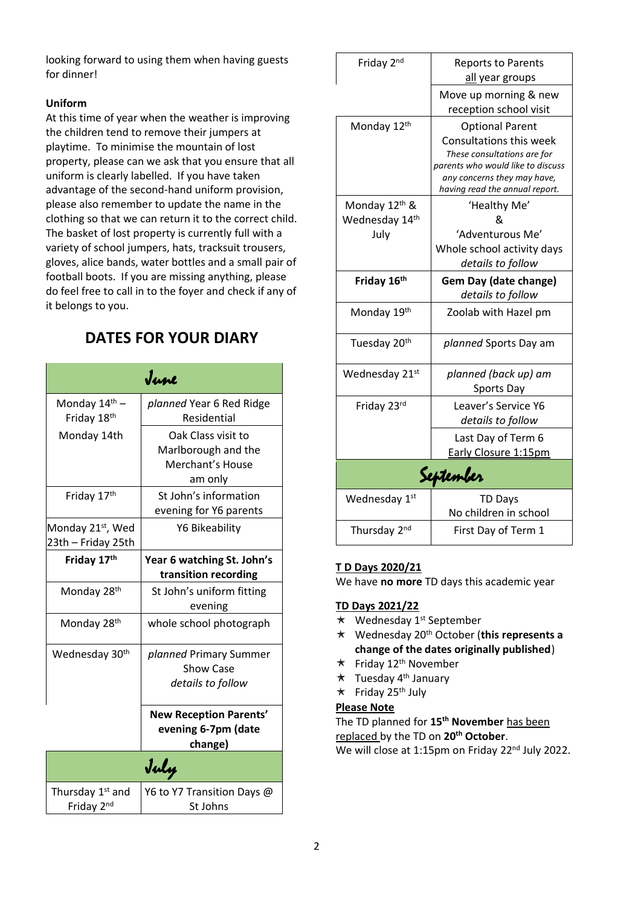looking forward to using them when having guests for dinner!

**Uniform**

At this time of year when the weather is improving the children tend to remove their jumpers at playtime. To minimise the mountain of lost property, please can we ask that you ensure that all uniform is clearly labelled. If you have taken advantage of the second-hand uniform provision, please also remember to update the name in the clothing so that we can return it to the correct child. The basket of lost property is currently full with a variety of school jumpers, hats, tracksuit trousers, gloves, alice bands, water bottles and a small pair of football boots. If you are missing anything, please do feel free to call in to the foyer and check if any of it belongs to you.

## DATES FOR YOUR DIARY

| | |
|---|---|
| **June** | |
| Monday 14th – Friday 18th | *planned* Year 6 Red Ridge Residential |
| Monday 14th | Oak Class visit to Marlborough and the Merchant's House am only |
| Friday 17th | St John's information evening for Y6 parents |
| Monday 21st, Wed 23th – Friday 25th | Y6 Bikeability |
| **Friday 17th** | **Year 6 watching St. John's transition recording** |
| Monday 28th | St John's uniform fitting evening |
| Monday 28th | whole school photograph |
| Wednesday 30th | *planned* Primary Summer Show Case *details to follow* |
| | **New Reception Parents' evening 6-7pm (date change)** |
| **July** | |
| Thursday 1st and Friday 2nd | Y6 to Y7 Transition Days @ St Johns |
| Friday 2nd | Reports to Parents <u>all</u> year groups |
| | Move up morning & new reception school visit |
| Monday 12th | Optional Parent Consultations this week *These consultations are for parents who would like to discuss any concerns they may have, having read the annual report.* |
| Monday 12th & Wednesday 14th July | 'Healthy Me' & 'Adventurous Me' Whole school activity days *details to follow* |
| **Friday 16th** | **Gem Day (date change)** *details to follow* |
| Monday 19th | Zoolab with Hazel pm |
| Tuesday 20th | *planned* Sports Day am |
| Wednesday 21st | *planned (back up) am* Sports Day |
| Friday 23rd | Leaver's Service Y6 *details to follow* |
| | Last Day of Term 6 <u>Early Closure 1:15pm</u> |
| **September** | |
| Wednesday 1st | TD Days No children in school |
| Thursday 2nd | First Day of Term 1 |

**<u>T D Days 2020/21</u>**

We have **no more** TD days this academic year

**<u>TD Days 2021/22</u>**

- Wednesday 1st September
- Wednesday 20th October (**this represents a change of the dates originally published**)
- Friday 12th November
- Tuesday 4th January
- Friday 25th July

**<u>Please Note</u>**

The TD planned for **15th November** <u>has been replaced</u> by the TD on **20th October**.

We will close at 1:15pm on Friday 22nd July 2022.